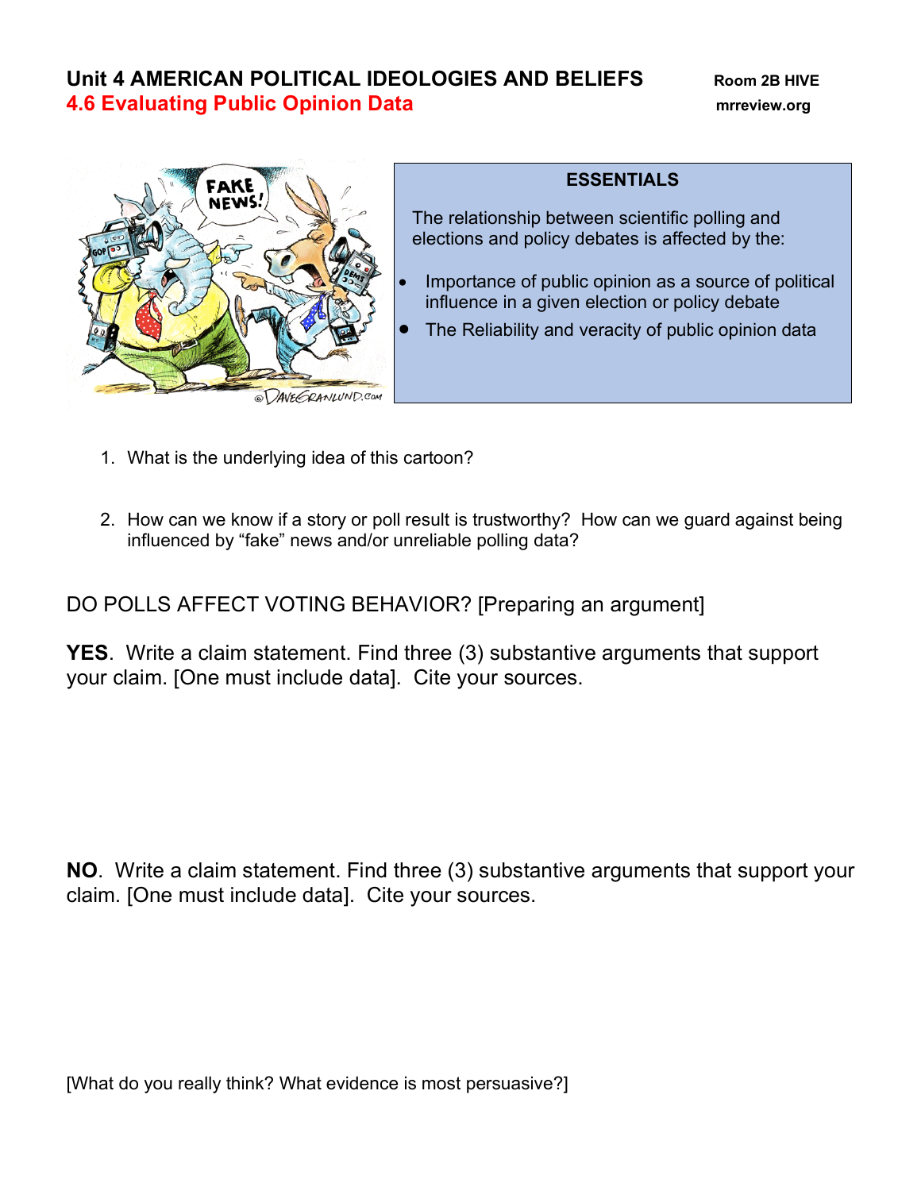# Unit 4 AMERICAN POLITICAL IDEOLOGIES AND BELIEFS

Room 2B HIVE

## 4.6 Evaluating Public Opinion Data

mrreview.org

**ESSENTIALS**

The relationship between scientific polling and elections and policy debates is affected by the:

- Importance of public opinion as a source of political influence in a given election or policy debate
- The Reliability and veracity of public opinion data

1. What is the underlying idea of this cartoon?

2. How can we know if a story or poll result is trustworthy? How can we guard against being influenced by "fake" news and/or unreliable polling data?

DO POLLS AFFECT VOTING BEHAVIOR? [Preparing an argument]

**YES**. Write a claim statement. Find three (3) substantive arguments that support your claim. [One must include data]. Cite your sources.

**NO**. Write a claim statement. Find three (3) substantive arguments that support your claim. [One must include data]. Cite your sources.

[What do you really think? What evidence is most persuasive?]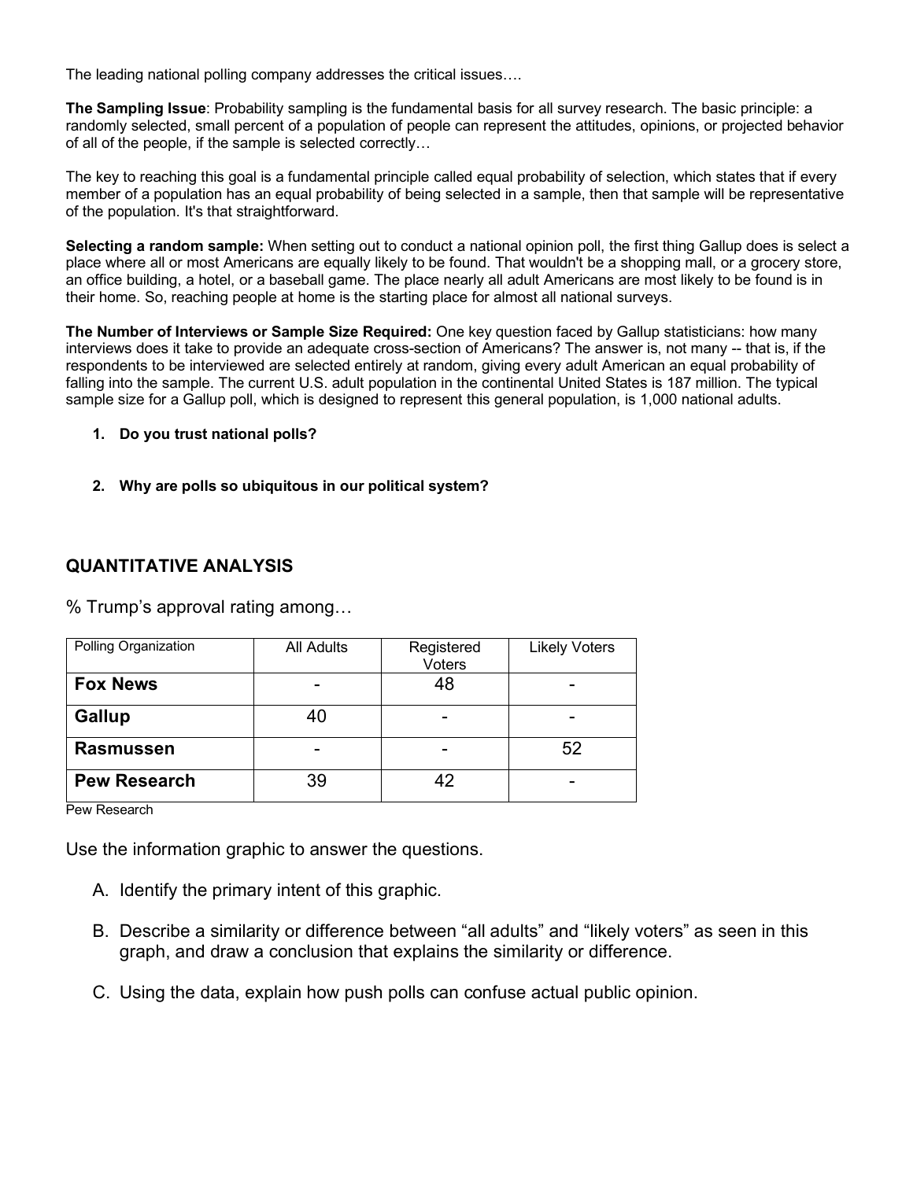The leading national polling company addresses the critical issues….

**The Sampling Issue**: Probability sampling is the fundamental basis for all survey research. The basic principle: a randomly selected, small percent of a population of people can represent the attitudes, opinions, or projected behavior of all of the people, if the sample is selected correctly…

The key to reaching this goal is a fundamental principle called equal probability of selection, which states that if every member of a population has an equal probability of being selected in a sample, then that sample will be representative of the population. It's that straightforward.

**Selecting a random sample:** When setting out to conduct a national opinion poll, the first thing Gallup does is select a place where all or most Americans are equally likely to be found. That wouldn't be a shopping mall, or a grocery store, an office building, a hotel, or a baseball game. The place nearly all adult Americans are most likely to be found is in their home. So, reaching people at home is the starting place for almost all national surveys.

**The Number of Interviews or Sample Size Required:** One key question faced by Gallup statisticians: how many interviews does it take to provide an adequate cross-section of Americans? The answer is, not many -- that is, if the respondents to be interviewed are selected entirely at random, giving every adult American an equal probability of falling into the sample. The current U.S. adult population in the continental United States is 187 million. The typical sample size for a Gallup poll, which is designed to represent this general population, is 1,000 national adults.

1. **Do you trust national polls?**

2. **Why are polls so ubiquitous in our political system?**

## QUANTITATIVE ANALYSIS

% Trump's approval rating among…

| Polling Organization | All Adults | Registered Voters | Likely Voters |
|---|---|---|---|
| **Fox News** | - | 48 | - |
| **Gallup** | 40 | - | - |
| **Rasmussen** | - | - | 52 |
| **Pew Research** | 39 | 42 | - |

Pew Research

Use the information graphic to answer the questions.

A. Identify the primary intent of this graphic.

B. Describe a similarity or difference between "all adults" and "likely voters" as seen in this graph, and draw a conclusion that explains the similarity or difference.

C. Using the data, explain how push polls can confuse actual public opinion.